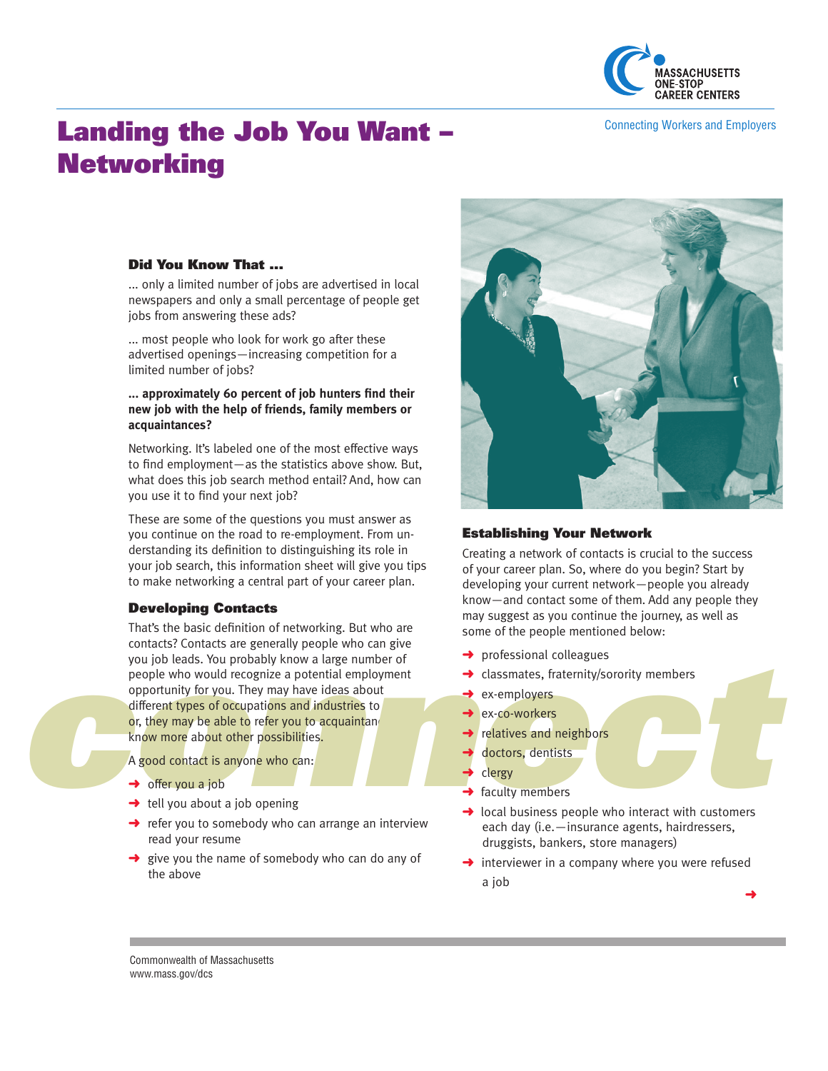# Landing the Job You Want – Networking

MASSACHUSETTS ONE-STOP CAREER CENTERS

Connecting Workers and Employers

### Did You Know That ...

... only a limited number of jobs are advertised in local newspapers and only a small percentage of people get jobs from answering these ads?

... most people who look for work go after these advertised openings—increasing competition for a limited number of jobs?

**... approximately 60 percent of job hunters find their new job with the help of friends, family members or acquaintances?**

Networking. It's labeled one of the most effective ways to find employment—as the statistics above show. But, what does this job search method entail? And, how can you use it to find your next job?

These are some of the questions you must answer as you continue on the road to re-employment. From understanding its definition to distinguishing its role in your job search, this information sheet will give you tips to make networking a central part of your career plan.

### Developing Contacts

That's the basic definition of networking. But who are contacts? Contacts are generally people who can give you job leads. You probably know a large number of people who would recognize a potential employment opportunity for you. They may have ideas about different types of occupations and industries to or, they may be able to refer you to acquaintan know more about other possibilities.

A good contact is anyone who can:

- offer you a job
- tell you about a job opening
- refer you to somebody who can arrange an interview read your resume
- give you the name of somebody who can do any of the above

### Establishing Your Network

Creating a network of contacts is crucial to the success of your career plan. So, where do you begin? Start by developing your current network—people you already know—and contact some of them. Add any people they may suggest as you continue the journey, as well as some of the people mentioned below:

- professional colleagues
- classmates, fraternity/sorority members
- ex-employers
- ex-co-workers
- relatives and neighbors
- doctors, dentists
- clergy
- faculty members
- local business people who interact with customers each day (i.e.—insurance agents, hairdressers, druggists, bankers, store managers)
- interviewer in a company where you were refused a job

connect

Commonwealth of Massachusetts
www.mass.gov/dcs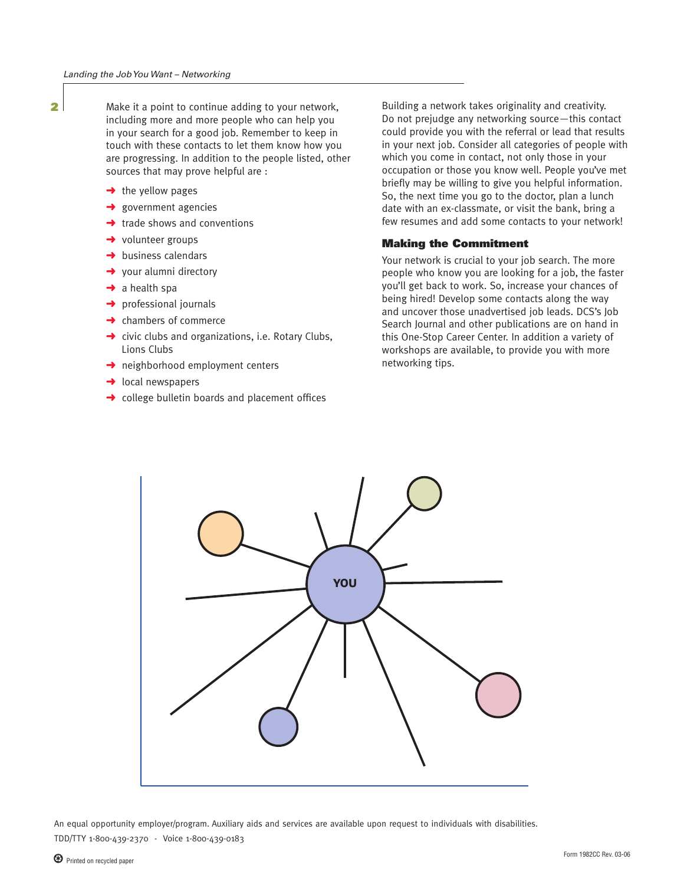Make it a point to continue adding to your network, including more and more people who can help you in your search for a good job. Remember to keep in touch with these contacts to let them know how you are progressing. In addition to the people listed, other sources that may prove helpful are :

- the yellow pages
- government agencies
- trade shows and conventions
- volunteer groups
- business calendars
- your alumni directory
- a health spa
- professional journals
- chambers of commerce
- civic clubs and organizations, i.e. Rotary Clubs, Lions Clubs
- neighborhood employment centers
- local newspapers
- college bulletin boards and placement offices

Building a network takes originality and creativity. Do not prejudge any networking source—this contact could provide you with the referral or lead that results in your next job. Consider all categories of people with which you come in contact, not only those in your occupation or those you know well. People you've met briefly may be willing to give you helpful information. So, the next time you go to the doctor, plan a lunch date with an ex-classmate, or visit the bank, bring a few resumes and add some contacts to your network!

## Making the Commitment

Your network is crucial to your job search. The more people who know you are looking for a job, the faster you'll get back to work. So, increase your chances of being hired! Develop some contacts along the way and uncover those unadvertised job leads. DCS's Job Search Journal and other publications are on hand in this One-Stop Career Center. In addition a variety of workshops are available, to provide you with more networking tips.

YOU

An equal opportunity employer/program. Auxiliary aids and services are available upon request to individuals with disabilities.

TDD/TTY 1-800-439-2370 - Voice 1-800-439-0183

Printed on recycled paper

Form 1982CC Rev. 03-06